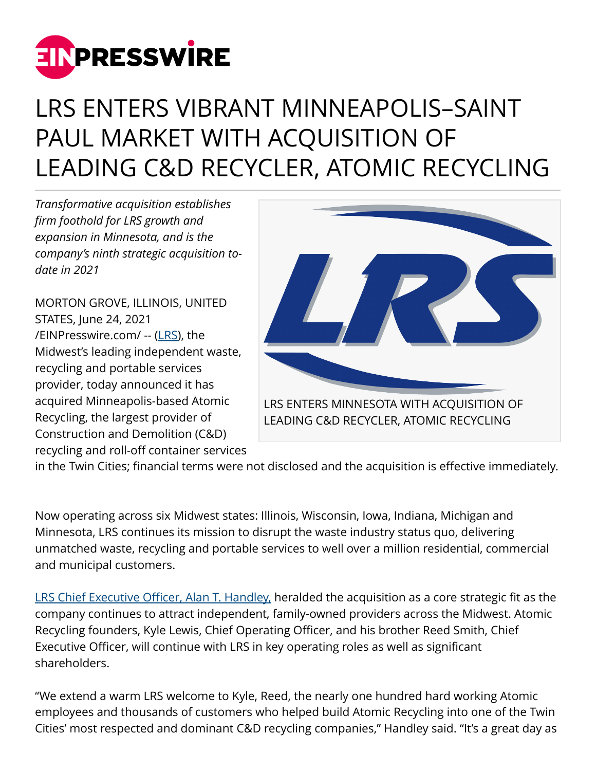# LRS ENTERS VIBRANT MINNEAPOLIS–SAINT PAUL MARKET WITH ACQUISITION OF LEADING C&D RECYCLER, ATOMIC RECYCLING

*Transformative acquisition establishes firm foothold for LRS growth and expansion in Minnesota, and is the company's ninth strategic acquisition to-date in 2021*

LRS ENTERS MINNESOTA WITH ACQUISITION OF LEADING C&D RECYCLER, ATOMIC RECYCLING

MORTON GROVE, ILLINOIS, UNITED STATES, June 24, 2021 /EINPresswire.com/ -- (LRS), the Midwest's leading independent waste, recycling and portable services provider, today announced it has acquired Minneapolis-based Atomic Recycling, the largest provider of Construction and Demolition (C&D) recycling and roll-off container services in the Twin Cities; financial terms were not disclosed and the acquisition is effective immediately.

Now operating across six Midwest states: Illinois, Wisconsin, Iowa, Indiana, Michigan and Minnesota, LRS continues its mission to disrupt the waste industry status quo, delivering unmatched waste, recycling and portable services to well over a million residential, commercial and municipal customers.

LRS Chief Executive Officer, Alan T. Handley, heralded the acquisition as a core strategic fit as the company continues to attract independent, family-owned providers across the Midwest. Atomic Recycling founders, Kyle Lewis, Chief Operating Officer, and his brother Reed Smith, Chief Executive Officer, will continue with LRS in key operating roles as well as significant shareholders.

"We extend a warm LRS welcome to Kyle, Reed, the nearly one hundred hard working Atomic employees and thousands of customers who helped build Atomic Recycling into one of the Twin Cities' most respected and dominant C&D recycling companies," Handley said. "It's a great day as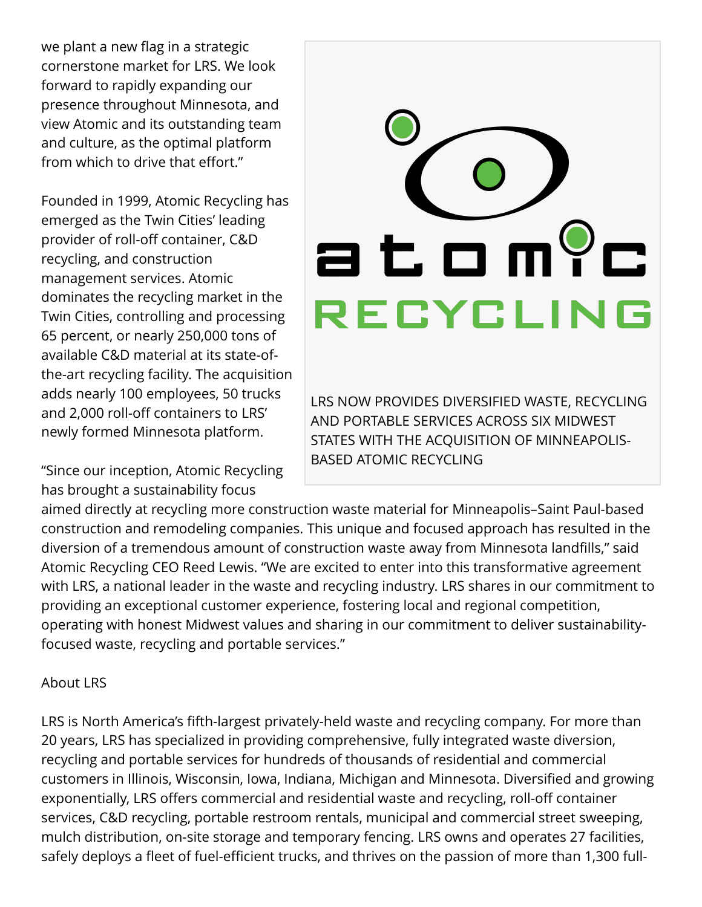we plant a new flag in a strategic cornerstone market for LRS. We look forward to rapidly expanding our presence throughout Minnesota, and view Atomic and its outstanding team and culture, as the optimal platform from which to drive that effort."

Founded in 1999, Atomic Recycling has emerged as the Twin Cities' leading provider of roll-off container, C&D recycling, and construction management services. Atomic dominates the recycling market in the Twin Cities, controlling and processing 65 percent, or nearly 250,000 tons of available C&D material at its state-of-the-art recycling facility. The acquisition adds nearly 100 employees, 50 trucks and 2,000 roll-off containers to LRS' newly formed Minnesota platform.

LRS NOW PROVIDES DIVERSIFIED WASTE, RECYCLING AND PORTABLE SERVICES ACROSS SIX MIDWEST STATES WITH THE ACQUISITION OF MINNEAPOLIS-BASED ATOMIC RECYCLING

"Since our inception, Atomic Recycling has brought a sustainability focus aimed directly at recycling more construction waste material for Minneapolis–Saint Paul-based construction and remodeling companies. This unique and focused approach has resulted in the diversion of a tremendous amount of construction waste away from Minnesota landfills," said Atomic Recycling CEO Reed Lewis. "We are excited to enter into this transformative agreement with LRS, a national leader in the waste and recycling industry. LRS shares in our commitment to providing an exceptional customer experience, fostering local and regional competition, operating with honest Midwest values and sharing in our commitment to deliver sustainability-focused waste, recycling and portable services."

About LRS

LRS is North America's fifth-largest privately-held waste and recycling company. For more than 20 years, LRS has specialized in providing comprehensive, fully integrated waste diversion, recycling and portable services for hundreds of thousands of residential and commercial customers in Illinois, Wisconsin, Iowa, Indiana, Michigan and Minnesota. Diversified and growing exponentially, LRS offers commercial and residential waste and recycling, roll-off container services, C&D recycling, portable restroom rentals, municipal and commercial street sweeping, mulch distribution, on-site storage and temporary fencing. LRS owns and operates 27 facilities, safely deploys a fleet of fuel-efficient trucks, and thrives on the passion of more than 1,300 full-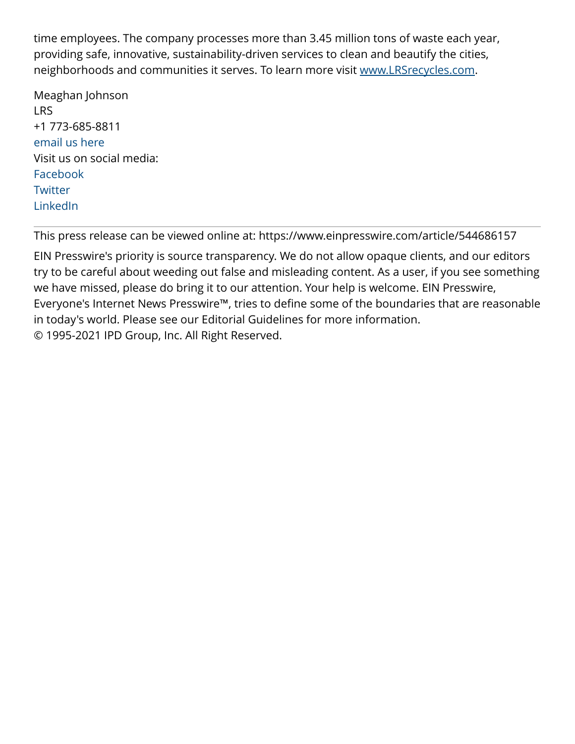time employees. The company processes more than 3.45 million tons of waste each year, providing safe, innovative, sustainability-driven services to clean and beautify the cities, neighborhoods and communities it serves. To learn more visit [www.LRSrecycles.com](http://www.LRSrecycles.com).

Meaghan Johnson
LRS
+1 773-685-8811
email us here
Visit us on social media:
Facebook
Twitter
LinkedIn

---

This press release can be viewed online at: https://www.einpresswire.com/article/544686157

EIN Presswire's priority is source transparency. We do not allow opaque clients, and our editors try to be careful about weeding out false and misleading content. As a user, if you see something we have missed, please do bring it to our attention. Your help is welcome. EIN Presswire, Everyone's Internet News Presswire™, tries to define some of the boundaries that are reasonable in today's world. Please see our Editorial Guidelines for more information.
© 1995-2021 IPD Group, Inc. All Right Reserved.